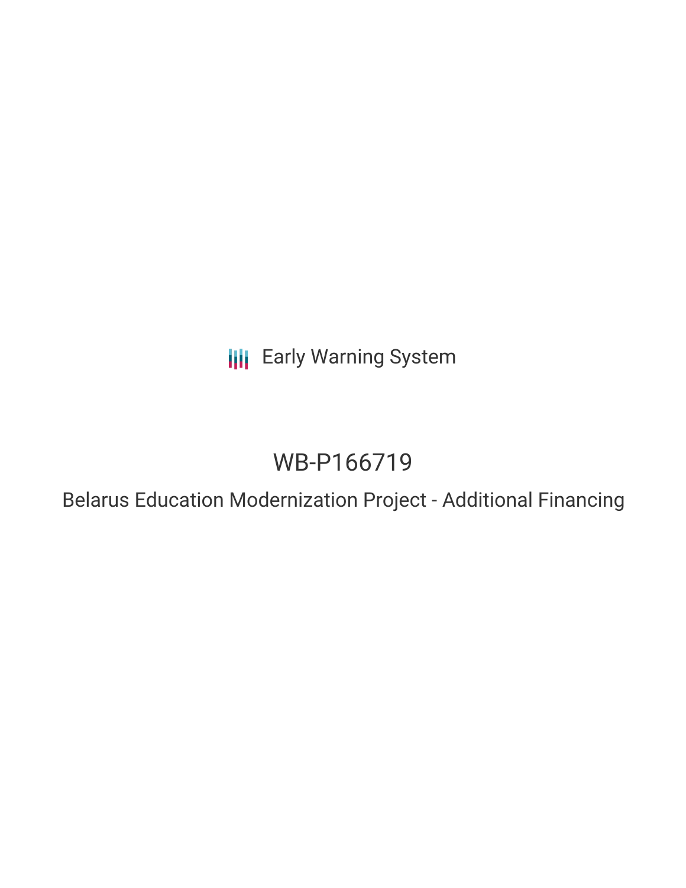Early Warning System

# WB-P166719

## Belarus Education Modernization Project - Additional Financing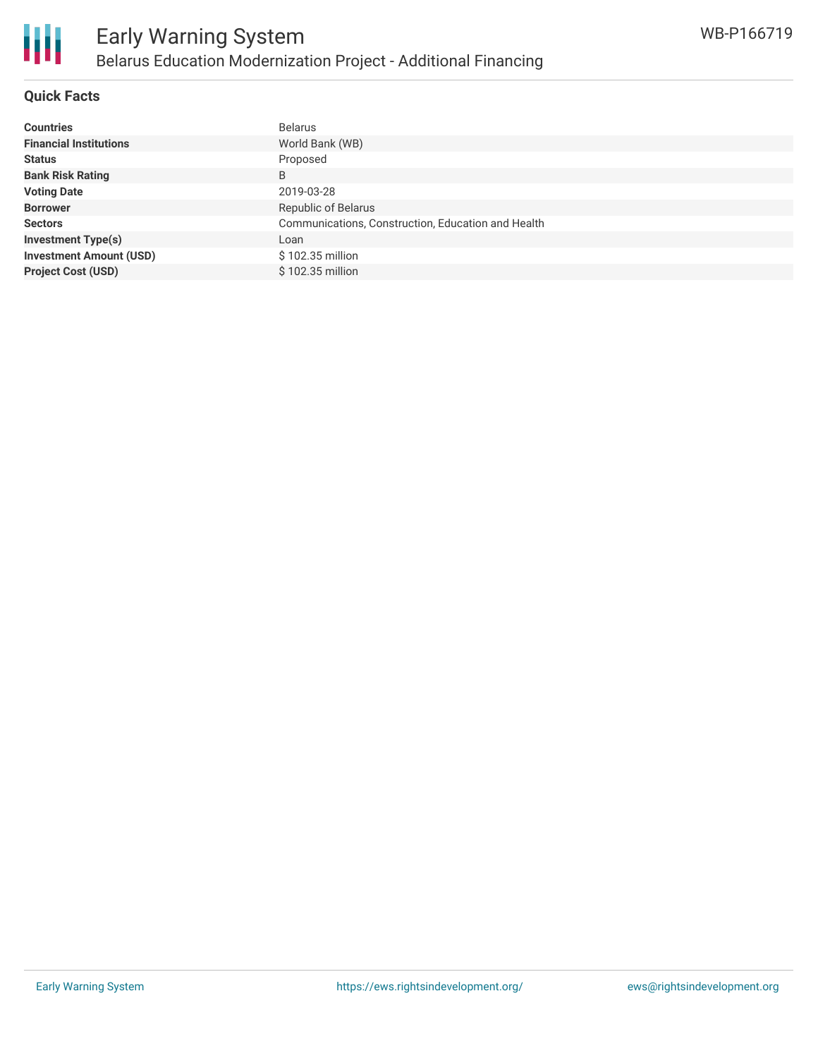## Quick Facts

| | |
|---|---|
| **Countries** | Belarus |
| **Financial Institutions** | World Bank (WB) |
| **Status** | Proposed |
| **Bank Risk Rating** | B |
| **Voting Date** | 2019-03-28 |
| **Borrower** | Republic of Belarus |
| **Sectors** | Communications, Construction, Education and Health |
| **Investment Type(s)** | Loan |
| **Investment Amount (USD)** | $ 102.35 million |
| **Project Cost (USD)** | $ 102.35 million |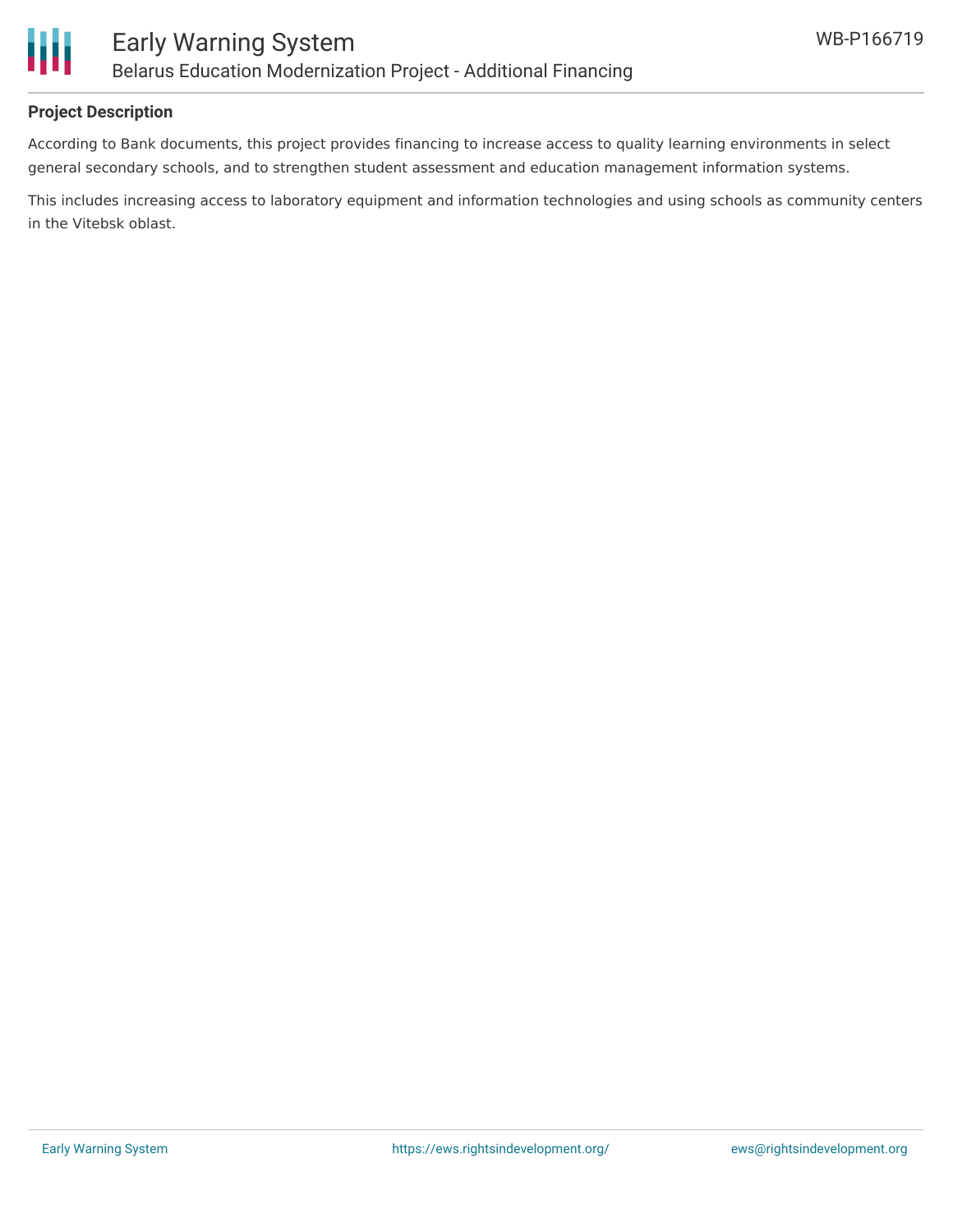## Project Description

According to Bank documents, this project provides financing to increase access to quality learning environments in select general secondary schools, and to strengthen student assessment and education management information systems.

This includes increasing access to laboratory equipment and information technologies and using schools as community centers in the Vitebsk oblast.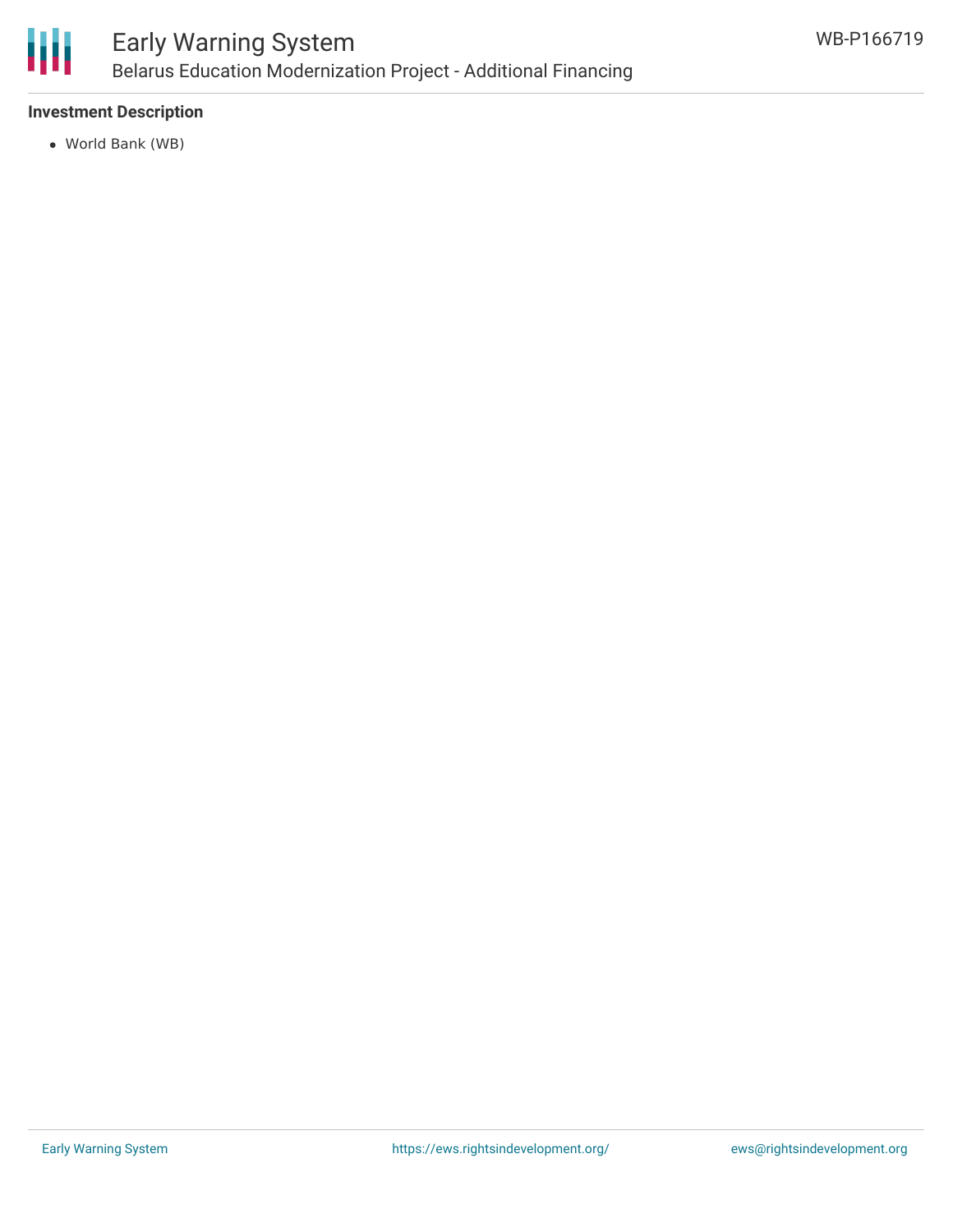### Investment Description

- World Bank (WB)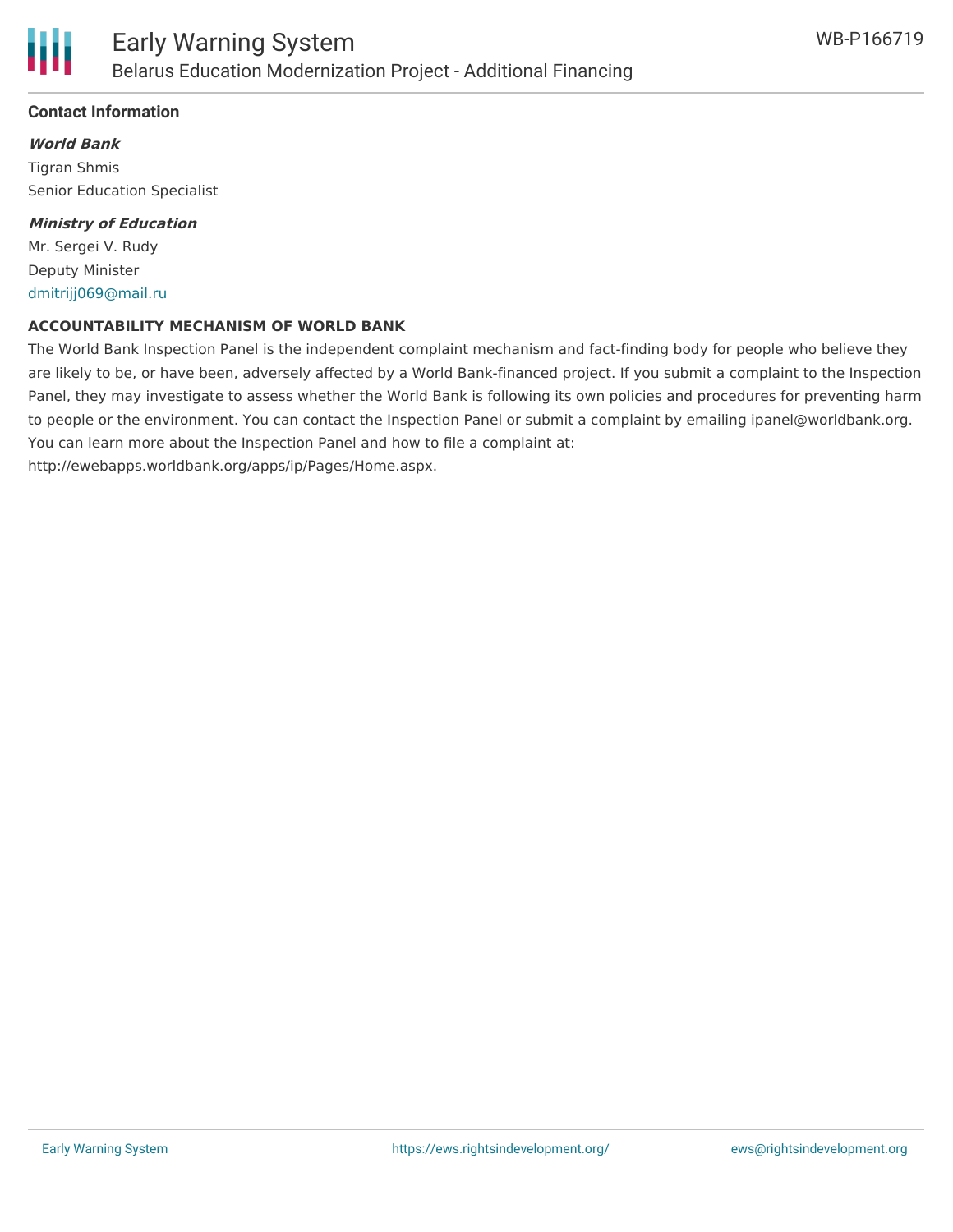## Contact Information

***World Bank***

Tigran Shmis
Senior Education Specialist

***Ministry of Education***

Mr. Sergei V. Rudy
Deputy Minister
dmitrijj069@mail.ru

**ACCOUNTABILITY MECHANISM OF WORLD BANK**

The World Bank Inspection Panel is the independent complaint mechanism and fact-finding body for people who believe they are likely to be, or have been, adversely affected by a World Bank-financed project. If you submit a complaint to the Inspection Panel, they may investigate to assess whether the World Bank is following its own policies and procedures for preventing harm to people or the environment. You can contact the Inspection Panel or submit a complaint by emailing ipanel@worldbank.org. You can learn more about the Inspection Panel and how to file a complaint at: http://ewebapps.worldbank.org/apps/ip/Pages/Home.aspx.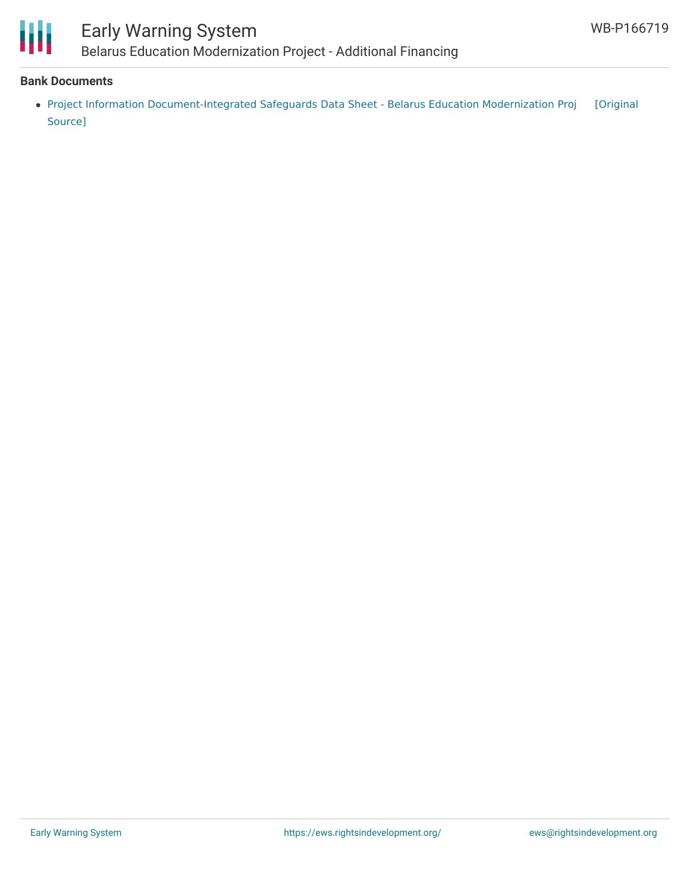**Bank Documents**

- Project Information Document-Integrated Safeguards Data Sheet - Belarus Education Modernization Proj [Original Source]